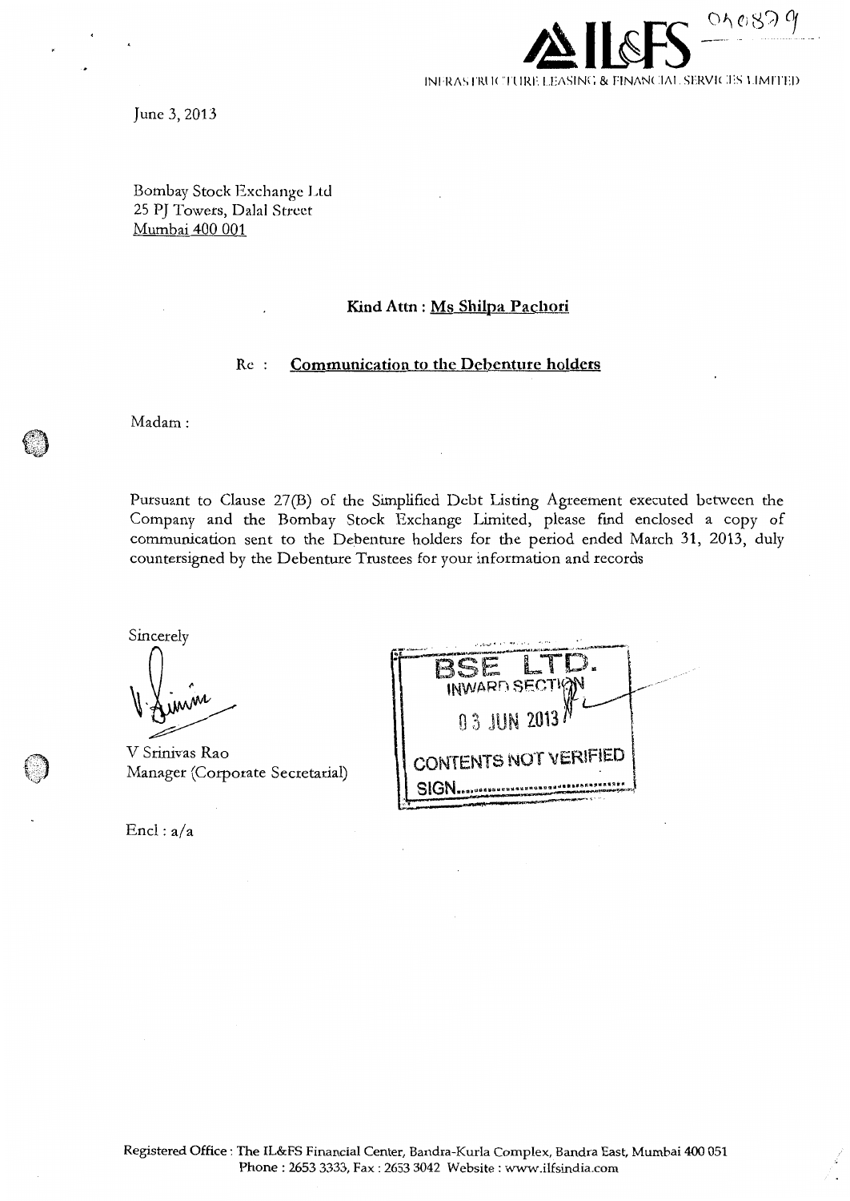**IL&FS** 040879

INFRASTRUCTURE LEASING & FINANCIAL SERVICES LIMITED

June 3, 2013

Bombay Stock Exchange Ltd
25 PJ Towers, Dalal Street
Mumbai 400 001

**Kind Attn : Ms Shilpa Pachori**

Re : **Communication to the Debenture holders**

Madam :

Pursuant to Clause 27(B) of the Simplified Debt Listing Agreement executed between the Company and the Bombay Stock Exchange Limited, please find enclosed a copy of communication sent to the Debenture holders for the period ended March 31, 2013, duly countersigned by the Debenture Trustees for your information and records

Sincerely

V Srinivas Rao
Manager (Corporate Secretarial)

BSE LTD.
INWARD SECTION
03 JUN 2013
CONTENTS NOT VERIFIED
SIGN...............

Encl : a/a

Registered Office : The IL&FS Financial Center, Bandra-Kurla Complex, Bandra East, Mumbai 400 051
Phone : 2653 3333, Fax : 2653 3042 Website : www.ilfsindia.com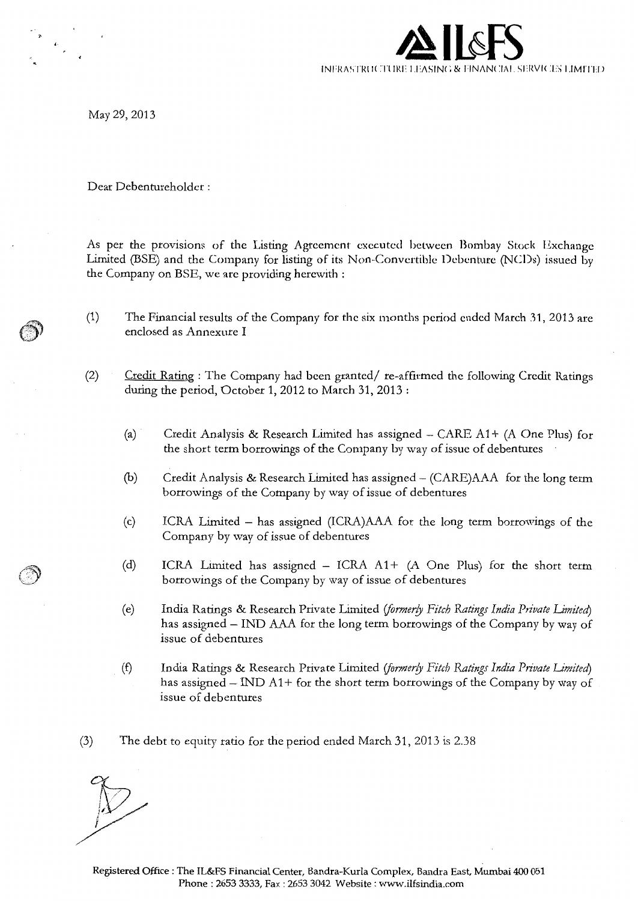May 29, 2013

Dear Debentureholder :

As per the provisions of the Listing Agreement executed between Bombay Stock Exchange Limited (BSE) and the Company for listing of its Non-Convertible Debenture (NCDs) issued by the Company on BSE, we are providing herewith :

(1) The Financial results of the Company for the six months period ended March 31, 2013 are enclosed as Annexure I

(2) Credit Rating : The Company had been granted/ re-affirmed the following Credit Ratings during the period, October 1, 2012 to March 31, 2013 :

(a) Credit Analysis & Research Limited has assigned – CARE A1+ (A One Plus) for the short term borrowings of the Company by way of issue of debentures

(b) Credit Analysis & Research Limited has assigned – (CARE)AAA for the long term borrowings of the Company by way of issue of debentures

(c) ICRA Limited – has assigned (ICRA)AAA for the long term borrowings of the Company by way of issue of debentures

(d) ICRA Limited has assigned – ICRA A1+ (A One Plus) for the short term borrowings of the Company by way of issue of debentures

(e) India Ratings & Research Private Limited *(formerly Fitch Ratings India Private Limited)* has assigned – IND AAA for the long term borrowings of the Company by way of issue of debentures

(f) India Ratings & Research Private Limited *(formerly Fitch Ratings India Private Limited)* has assigned – IND A1+ for the short term borrowings of the Company by way of issue of debentures

(3) The debt to equity ratio for the period ended March 31, 2013 is 2.38

Registered Office : The IL&FS Financial Center, Bandra-Kurla Complex, Bandra East, Mumbai 400 051
Phone : 2653 3333, Fax : 2653 3042 Website : www.ilfsindia.com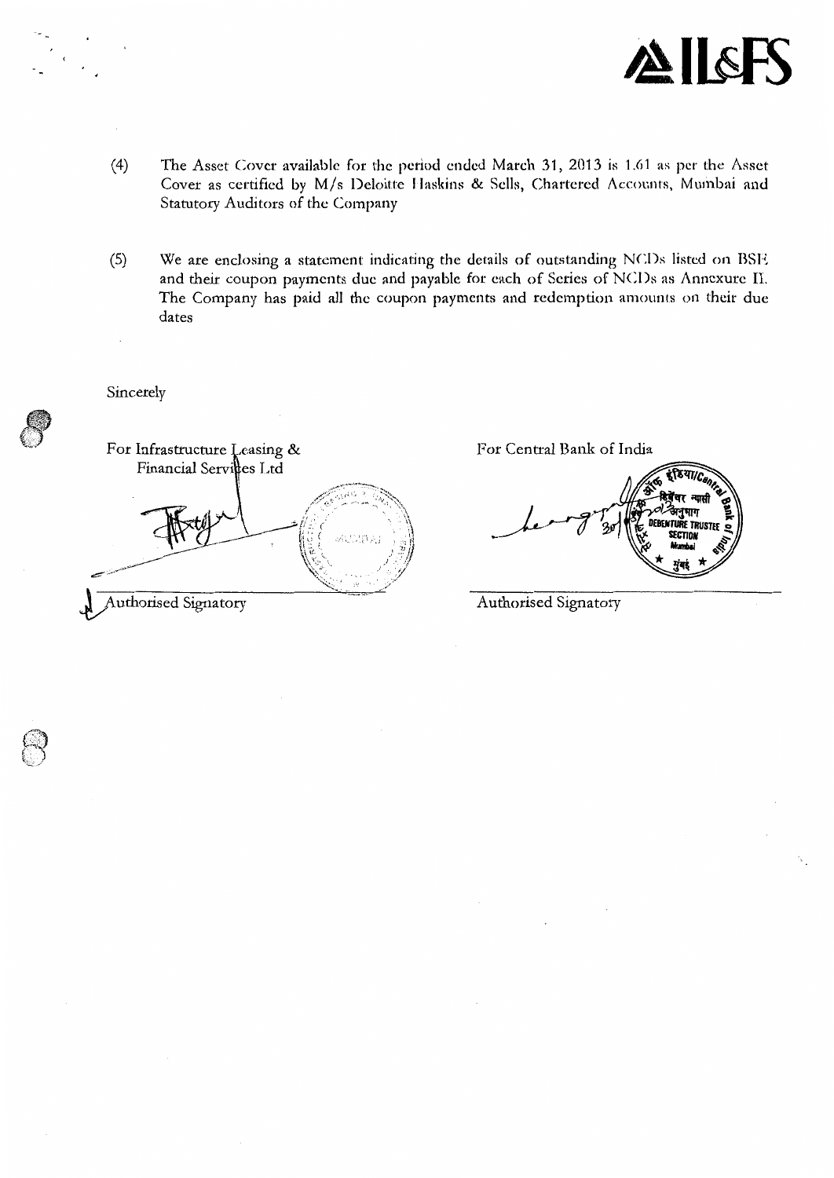(4) The Asset Cover available for the period ended March 31, 2013 is 1.61 as per the Asset Cover as certified by M/s Deloitte Haskins & Sells, Chartered Accounts, Mumbai and Statutory Auditors of the Company

(5) We are enclosing a statement indicating the details of outstanding NCDs listed on BSE and their coupon payments due and payable for each of Series of NCDs as Annexure II. The Company has paid all the coupon payments and redemption amounts on their due dates

Sincerely

For Infrastructure Leasing & Financial Services Ltd

Authorised Signatory

For Central Bank of India

Authorised Signatory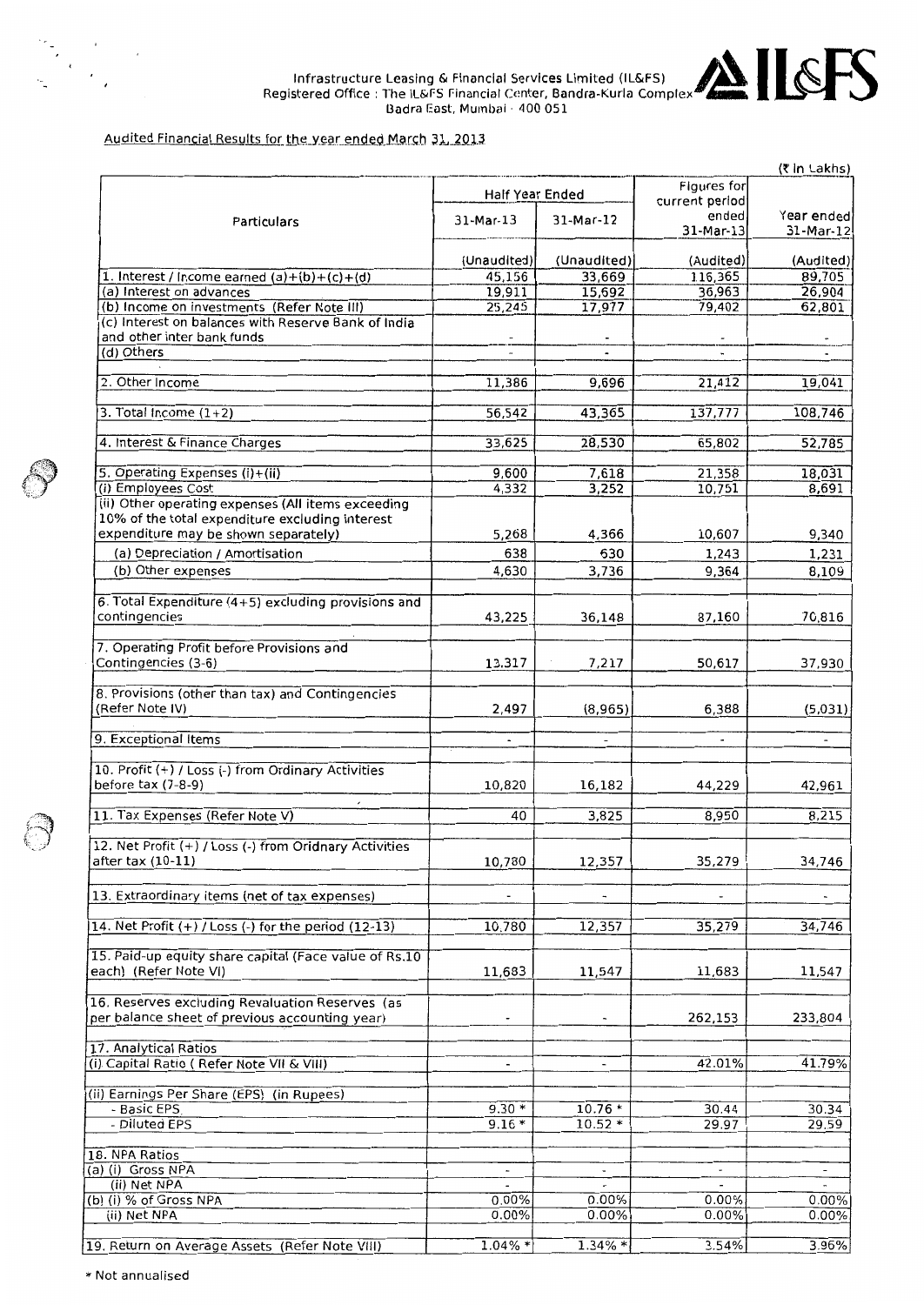Infrastructure Leasing & Financial Services Limited (IL&FS)
Registered Office : The IL&FS Financial Center, Bandra-Kurla Complex
Badra East, Mumbai - 400 051

**IL&FS**

Audited Financial Results for the year ended March 31, 2013

(₹ In Lakhs)

| Particulars | Half Year Ended | | Figures for current period ended | Year ended |
|---|---|---|---|---|
| | 31-Mar-13 | 31-Mar-12 | 31-Mar-13 | 31-Mar-12 |
| | (Unaudited) | (Unaudited) | (Audited) | (Audited) |
| 1. Interest / Income earned (a)+(b)+(c)+(d) | 45,156 | 33,669 | 116,365 | 89,705 |
| (a) Interest on advances | 19,911 | 15,692 | 36,963 | 26,904 |
| (b) Income on investments (Refer Note III) | 25,245 | 17,977 | 79,402 | 62,801 |
| (c) Interest on balances with Reserve Bank of India and other inter bank funds | - | - | - | - |
| (d) Others | - | - | - | - |
| 2. Other Income | 11,386 | 9,696 | 21,412 | 19,041 |
| 3. Total Income (1+2) | 56,542 | 43,365 | 137,777 | 108,746 |
| 4. Interest & Finance Charges | 33,625 | 28,530 | 65,802 | 52,785 |
| 5. Operating Expenses (i)+(ii) | 9,600 | 7,618 | 21,358 | 18,031 |
| (i) Employees Cost | 4,332 | 3,252 | 10,751 | 8,691 |
| (ii) Other operating expenses (All items exceeding 10% of the total expenditure excluding interest expenditure may be shown separately) | 5,268 | 4,366 | 10,607 | 9,340 |
| (a) Depreciation / Amortisation | 638 | 630 | 1,243 | 1,231 |
| (b) Other expenses | 4,630 | 3,736 | 9,364 | 8,109 |
| 6. Total Expenditure (4+5) excluding provisions and contingencies | 43,225 | 36,148 | 87,160 | 70,816 |
| 7. Operating Profit before Provisions and Contingencies (3-6) | 13,317 | 7,217 | 50,617 | 37,930 |
| 8. Provisions (other than tax) and Contingencies (Refer Note IV) | 2,497 | (8,965) | 6,388 | (5,031) |
| 9. Exceptional Items | - | - | - | - |
| 10. Profit (+) / Loss (-) from Ordinary Activities before tax (7-8-9) | 10,820 | 16,182 | 44,229 | 42,961 |
| 11. Tax Expenses (Refer Note V) | 40 | 3,825 | 8,950 | 8,215 |
| 12. Net Profit (+) / Loss (-) from Oridnary Activities after tax (10-11) | 10,780 | 12,357 | 35,279 | 34,746 |
| 13. Extraordinary items (net of tax expenses) | - | - | - | - |
| 14. Net Profit (+) / Loss (-) for the period (12-13) | 10,780 | 12,357 | 35,279 | 34,746 |
| 15. Paid-up equity share capital (Face value of Rs.10 each) (Refer Note VI) | 11,683 | 11,547 | 11,683 | 11,547 |
| 16. Reserves excluding Revaluation Reserves (as per balance sheet of previous accounting year) | - | - | 262,153 | 233,804 |
| 17. Analytical Ratios | | | | |
| (i) Capital Ratio ( Refer Note VII & VIII) | - | - | 42.01% | 41.79% |
| (ii) Earnings Per Share (EPS) (in Rupees) | | | | |
| - Basic EPS | 9.30 * | 10.76 * | 30.44 | 30.34 |
| - Diluted EPS | 9.16 * | 10.52 * | 29.97 | 29.59 |
| 18. NPA Ratios | | | | |
| (a) (i) Gross NPA | - | - | - | - |
| (ii) Net NPA | - | - | - | - |
| (b) (i) % of Gross NPA | 0.00% | 0.00% | 0.00% | 0.00% |
| (ii) Net NPA | 0.00% | 0.00% | 0.00% | 0.00% |
| 19. Return on Average Assets (Refer Note VIII) | 1.04% * | 1.34% * | 3.54% | 3.96% |

\* Not annualised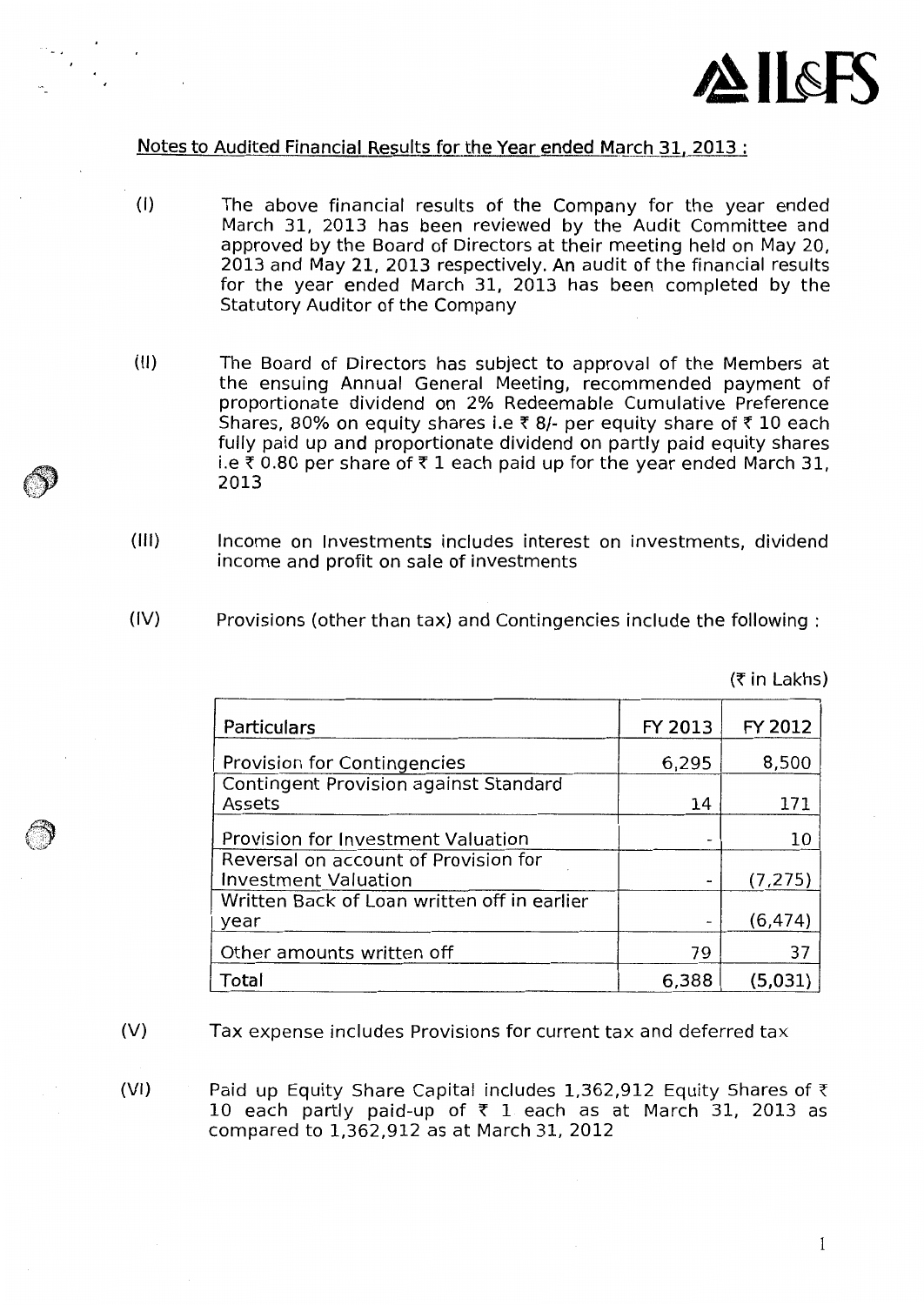## Notes to Audited Financial Results for the Year ended March 31, 2013 :

(I) The above financial results of the Company for the year ended March 31, 2013 has been reviewed by the Audit Committee and approved by the Board of Directors at their meeting held on May 20, 2013 and May 21, 2013 respectively. An audit of the financial results for the year ended March 31, 2013 has been completed by the Statutory Auditor of the Company

(II) The Board of Directors has subject to approval of the Members at the ensuing Annual General Meeting, recommended payment of proportionate dividend on 2% Redeemable Cumulative Preference Shares, 80% on equity shares i.e ₹ 8/- per equity share of ₹ 10 each fully paid up and proportionate dividend on partly paid equity shares i.e ₹ 0.80 per share of ₹ 1 each paid up for the year ended March 31, 2013

(III) Income on Investments includes interest on investments, dividend income and profit on sale of investments

(IV) Provisions (other than tax) and Contingencies include the following :

(₹ in Lakhs)

| Particulars | FY 2013 | FY 2012 |
|---|---|---|
| Provision for Contingencies | 6,295 | 8,500 |
| Contingent Provision against Standard Assets | 14 | 171 |
| Provision for Investment Valuation | - | 10 |
| Reversal on account of Provision for Investment Valuation | - | (7,275) |
| Written Back of Loan written off in earlier year | - | (6,474) |
| Other amounts written off | 79 | 37 |
| Total | 6,388 | (5,031) |

(V) Tax expense includes Provisions for current tax and deferred tax

(VI) Paid up Equity Share Capital includes 1,362,912 Equity Shares of ₹ 10 each partly paid-up of ₹ 1 each as at March 31, 2013 as compared to 1,362,912 as at March 31, 2012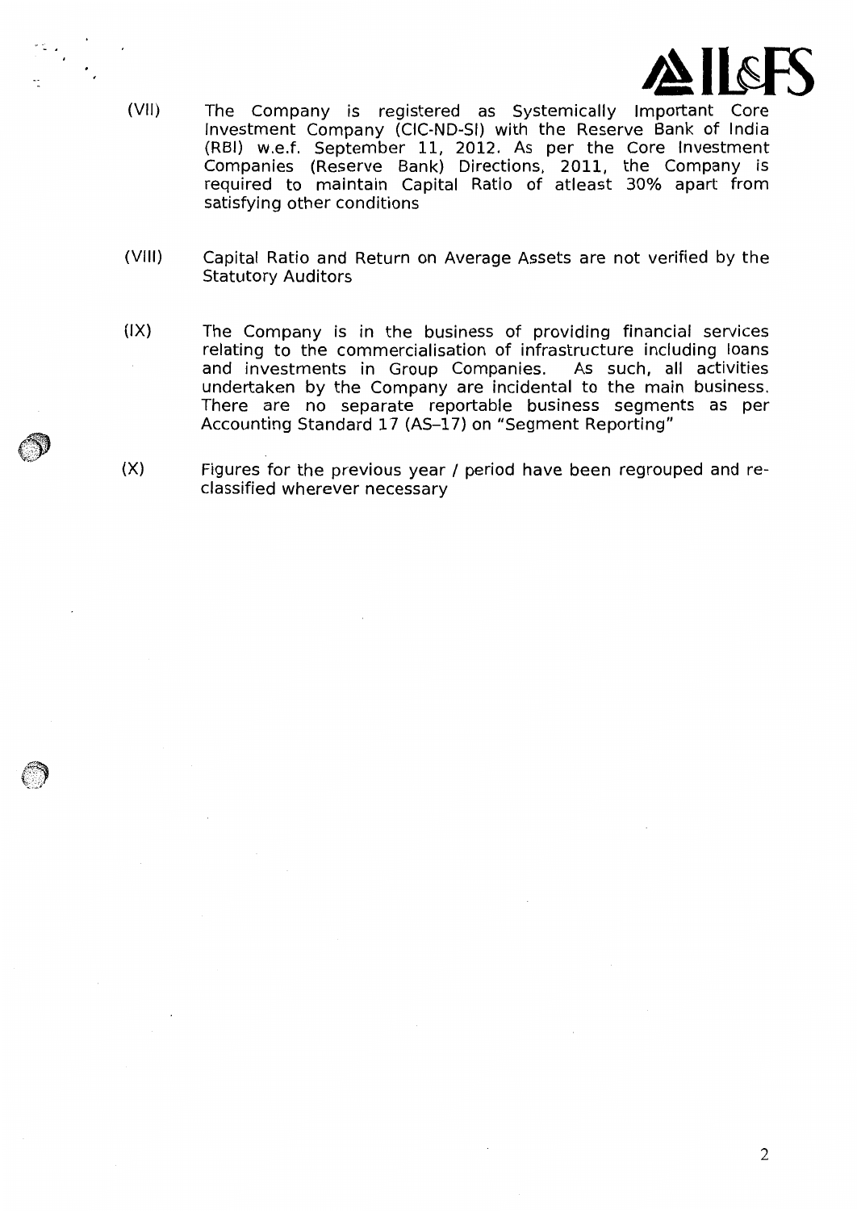(VII) The Company is registered as Systemically Important Core Investment Company (CIC-ND-SI) with the Reserve Bank of India (RBI) w.e.f. September 11, 2012. As per the Core Investment Companies (Reserve Bank) Directions, 2011, the Company is required to maintain Capital Ratio of atleast 30% apart from satisfying other conditions

(VIII) Capital Ratio and Return on Average Assets are not verified by the Statutory Auditors

(IX) The Company is in the business of providing financial services relating to the commercialisation of infrastructure including loans and investments in Group Companies. As such, all activities undertaken by the Company are incidental to the main business. There are no separate reportable business segments as per Accounting Standard 17 (AS–17) on "Segment Reporting"

(X) Figures for the previous year / period have been regrouped and re-classified wherever necessary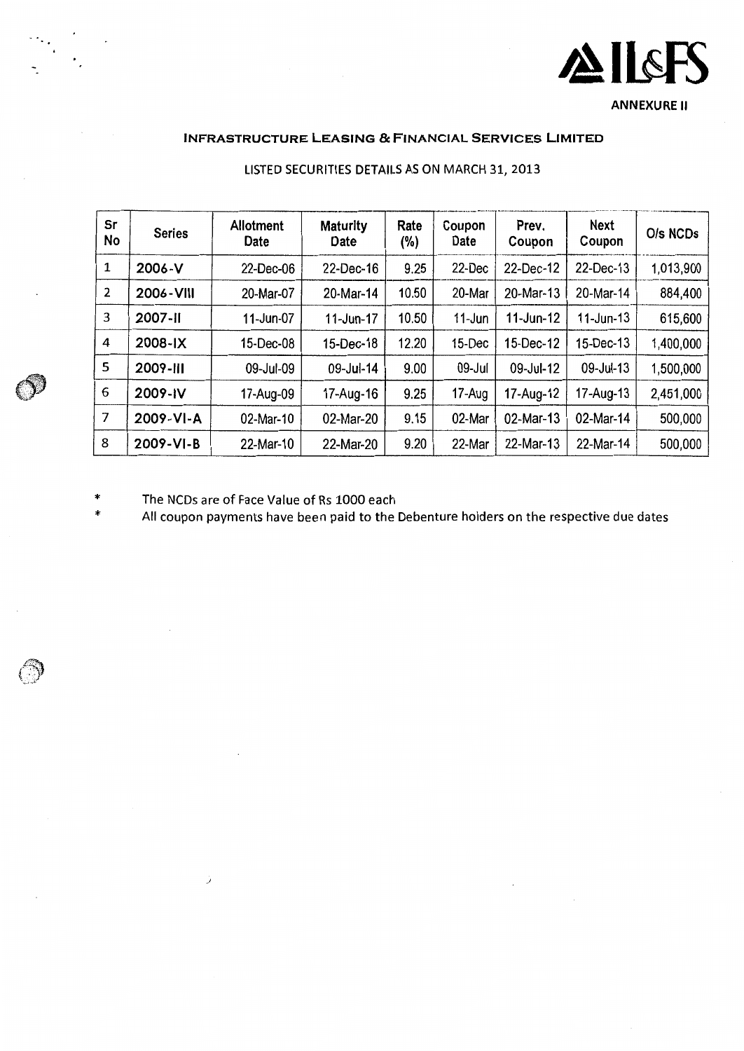**IL&FS**

**ANNEXURE II**

## INFRASTRUCTURE LEASING & FINANCIAL SERVICES LIMITED

LISTED SECURITIES DETAILS AS ON MARCH 31, 2013

| Sr No | Series | Allotment Date | Maturity Date | Rate (%) | Coupon Date | Prev. Coupon | Next Coupon | O/s NCDs |
|---|---|---|---|---|---|---|---|---|
| 1 | 2006-V | 22-Dec-06 | 22-Dec-16 | 9.25 | 22-Dec | 22-Dec-12 | 22-Dec-13 | 1,013,900 |
| 2 | 2006-VIII | 20-Mar-07 | 20-Mar-14 | 10.50 | 20-Mar | 20-Mar-13 | 20-Mar-14 | 884,400 |
| 3 | 2007-II | 11-Jun-07 | 11-Jun-17 | 10.50 | 11-Jun | 11-Jun-12 | 11-Jun-13 | 615,600 |
| 4 | 2008-IX | 15-Dec-08 | 15-Dec-18 | 12.20 | 15-Dec | 15-Dec-12 | 15-Dec-13 | 1,400,000 |
| 5 | 2009-III | 09-Jul-09 | 09-Jul-14 | 9.00 | 09-Jul | 09-Jul-12 | 09-Jul-13 | 1,500,000 |
| 6 | 2009-IV | 17-Aug-09 | 17-Aug-16 | 9.25 | 17-Aug | 17-Aug-12 | 17-Aug-13 | 2,451,000 |
| 7 | 2009-VI-A | 02-Mar-10 | 02-Mar-20 | 9.15 | 02-Mar | 02-Mar-13 | 02-Mar-14 | 500,000 |
| 8 | 2009-VI-B | 22-Mar-10 | 22-Mar-20 | 9.20 | 22-Mar | 22-Mar-13 | 22-Mar-14 | 500,000 |

* The NCDs are of Face Value of Rs 1000 each
* All coupon payments have been paid to the Debenture holders on the respective due dates